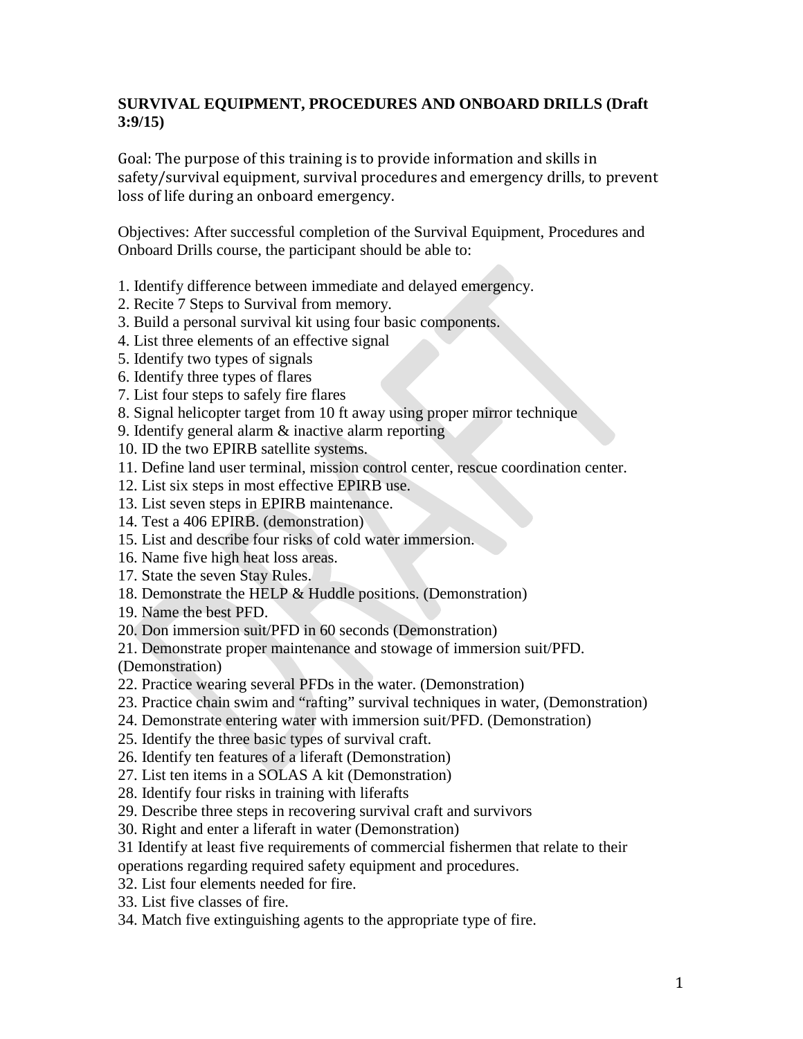**SURVIVAL EQUIPMENT, PROCEDURES AND ONBOARD DRILLS (Draft 3:9/15)**

Goal: The purpose of this training is to provide information and skills in safety/survival equipment, survival procedures and emergency drills, to prevent loss of life during an onboard emergency.

Objectives: After successful completion of the Survival Equipment, Procedures and Onboard Drills course, the participant should be able to:

1. Identify difference between immediate and delayed emergency.
2. Recite 7 Steps to Survival from memory.
3. Build a personal survival kit using four basic components.
4. List three elements of an effective signal
5. Identify two types of signals
6. Identify three types of flares
7. List four steps to safely fire flares
8. Signal helicopter target from 10 ft away using proper mirror technique
9. Identify general alarm & inactive alarm reporting
10. ID the two EPIRB satellite systems.
11. Define land user terminal, mission control center, rescue coordination center.
12. List six steps in most effective EPIRB use.
13. List seven steps in EPIRB maintenance.
14. Test a 406 EPIRB. (demonstration)
15. List and describe four risks of cold water immersion.
16. Name five high heat loss areas.
17. State the seven Stay Rules.
18. Demonstrate the HELP & Huddle positions. (Demonstration)
19. Name the best PFD.
20. Don immersion suit/PFD in 60 seconds (Demonstration)
21. Demonstrate proper maintenance and stowage of immersion suit/PFD. (Demonstration)
22. Practice wearing several PFDs in the water. (Demonstration)
23. Practice chain swim and "rafting" survival techniques in water, (Demonstration)
24. Demonstrate entering water with immersion suit/PFD. (Demonstration)
25. Identify the three basic types of survival craft.
26. Identify ten features of a liferaft (Demonstration)
27. List ten items in a SOLAS A kit (Demonstration)
28. Identify four risks in training with liferafts
29. Describe three steps in recovering survival craft and survivors
30. Right and enter a liferaft in water (Demonstration)
31 Identify at least five requirements of commercial fishermen that relate to their operations regarding required safety equipment and procedures.
32. List four elements needed for fire.
33. List five classes of fire.
34. Match five extinguishing agents to the appropriate type of fire.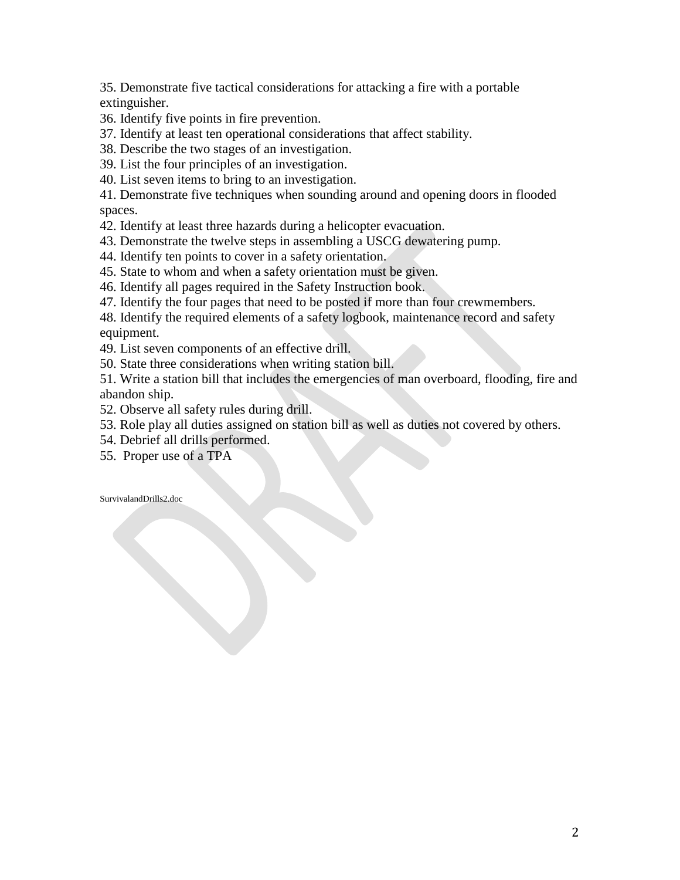35. Demonstrate five tactical considerations for attacking a fire with a portable extinguisher.
36. Identify five points in fire prevention.
37. Identify at least ten operational considerations that affect stability.
38. Describe the two stages of an investigation.
39. List the four principles of an investigation.
40. List seven items to bring to an investigation.
41. Demonstrate five techniques when sounding around and opening doors in flooded spaces.
42. Identify at least three hazards during a helicopter evacuation.
43. Demonstrate the twelve steps in assembling a USCG dewatering pump.
44. Identify ten points to cover in a safety orientation.
45. State to whom and when a safety orientation must be given.
46. Identify all pages required in the Safety Instruction book.
47. Identify the four pages that need to be posted if more than four crewmembers.
48. Identify the required elements of a safety logbook, maintenance record and safety equipment.
49. List seven components of an effective drill.
50. State three considerations when writing station bill.
51. Write a station bill that includes the emergencies of man overboard, flooding, fire and abandon ship.
52. Observe all safety rules during drill.
53. Role play all duties assigned on station bill as well as duties not covered by others.
54. Debrief all drills performed.
55. Proper use of a TPA

SurvivalandDrills2.doc